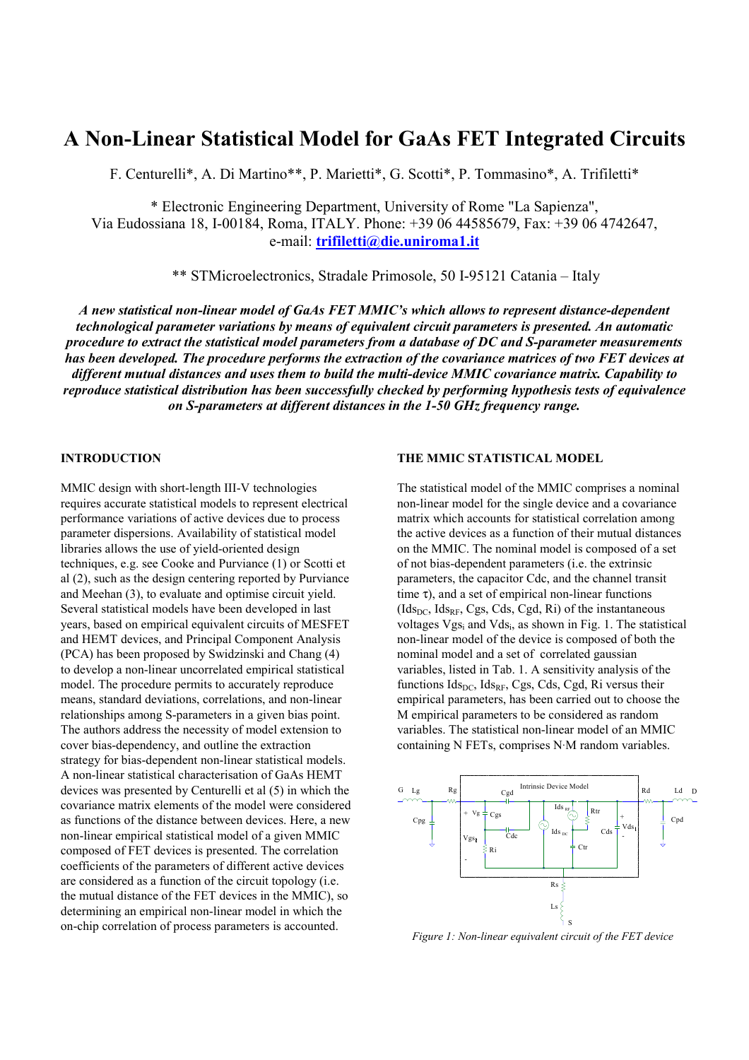# A Non-Linear Statistical Model for GaAs FET Integrated Circuits

F. Centurelli*, A. Di Martino**, P. Marietti*, G. Scotti*, P. Tommasino*, A. Trifiletti*

\* Electronic Engineering Department, University of Rome "La Sapienza", Via Eudossiana 18, I-00184, Roma, ITALY. Phone: +39 06 44585679, Fax: +39 06 4742647, e-mail: **trifiletti@die.uniroma1.it**

\*\* STMicroelectronics, Stradale Primosole, 50 I-95121 Catania – Italy

***A new statistical non-linear model of GaAs FET MMIC's which allows to represent distance-dependent technological parameter variations by means of equivalent circuit parameters is presented. An automatic procedure to extract the statistical model parameters from a database of DC and S-parameter measurements has been developed. The procedure performs the extraction of the covariance matrices of two FET devices at different mutual distances and uses them to build the multi-device MMIC covariance matrix. Capability to reproduce statistical distribution has been successfully checked by performing hypothesis tests of equivalence on S-parameters at different distances in the 1-50 GHz frequency range.***

## INTRODUCTION

MMIC design with short-length III-V technologies requires accurate statistical models to represent electrical performance variations of active devices due to process parameter dispersions. Availability of statistical model libraries allows the use of yield-oriented design techniques, e.g. see Cooke and Purviance (1) or Scotti et al (2), such as the design centering reported by Purviance and Meehan (3), to evaluate and optimise circuit yield. Several statistical models have been developed in last years, based on empirical equivalent circuits of MESFET and HEMT devices, and Principal Component Analysis (PCA) has been proposed by Swidzinski and Chang (4) to develop a non-linear uncorrelated empirical statistical model. The procedure permits to accurately reproduce means, standard deviations, correlations, and non-linear relationships among S-parameters in a given bias point. The authors address the necessity of model extension to cover bias-dependency, and outline the extraction strategy for bias-dependent non-linear statistical models. A non-linear statistical characterisation of GaAs HEMT devices was presented by Centurelli et al (5) in which the covariance matrix elements of the model were considered as functions of the distance between devices. Here, a new non-linear empirical statistical model of a given MMIC composed of FET devices is presented. The correlation coefficients of the parameters of different active devices are considered as a function of the circuit topology (i.e. the mutual distance of the FET devices in the MMIC), so determining an empirical non-linear model in which the on-chip correlation of process parameters is accounted.

## THE MMIC STATISTICAL MODEL

The statistical model of the MMIC comprises a nominal non-linear model for the single device and a covariance matrix which accounts for statistical correlation among the active devices as a function of their mutual distances on the MMIC. The nominal model is composed of a set of not bias-dependent parameters (i.e. the extrinsic parameters, the capacitor Cdc, and the channel transit time $\tau$), and a set of empirical non-linear functions ($Ids_{DC}$, $Ids_{RF}$, Cgs, Cds, Cgd, Ri) of the instantaneous voltages $Vgs_i$ and $Vds_i$, as shown in Fig. 1. The statistical non-linear model of the device is composed of both the nominal model and a set of correlated gaussian variables, listed in Tab. 1. A sensitivity analysis of the functions $Ids_{DC}$, $Ids_{RF}$, Cgs, Cds, Cgd, Ri versus their empirical parameters, has been carried out to choose the M empirical parameters to be considered as random variables. The statistical non-linear model of an MMIC containing N FETs, comprises N·M random variables.

*Figure 1: Non-linear equivalent circuit of the FET device*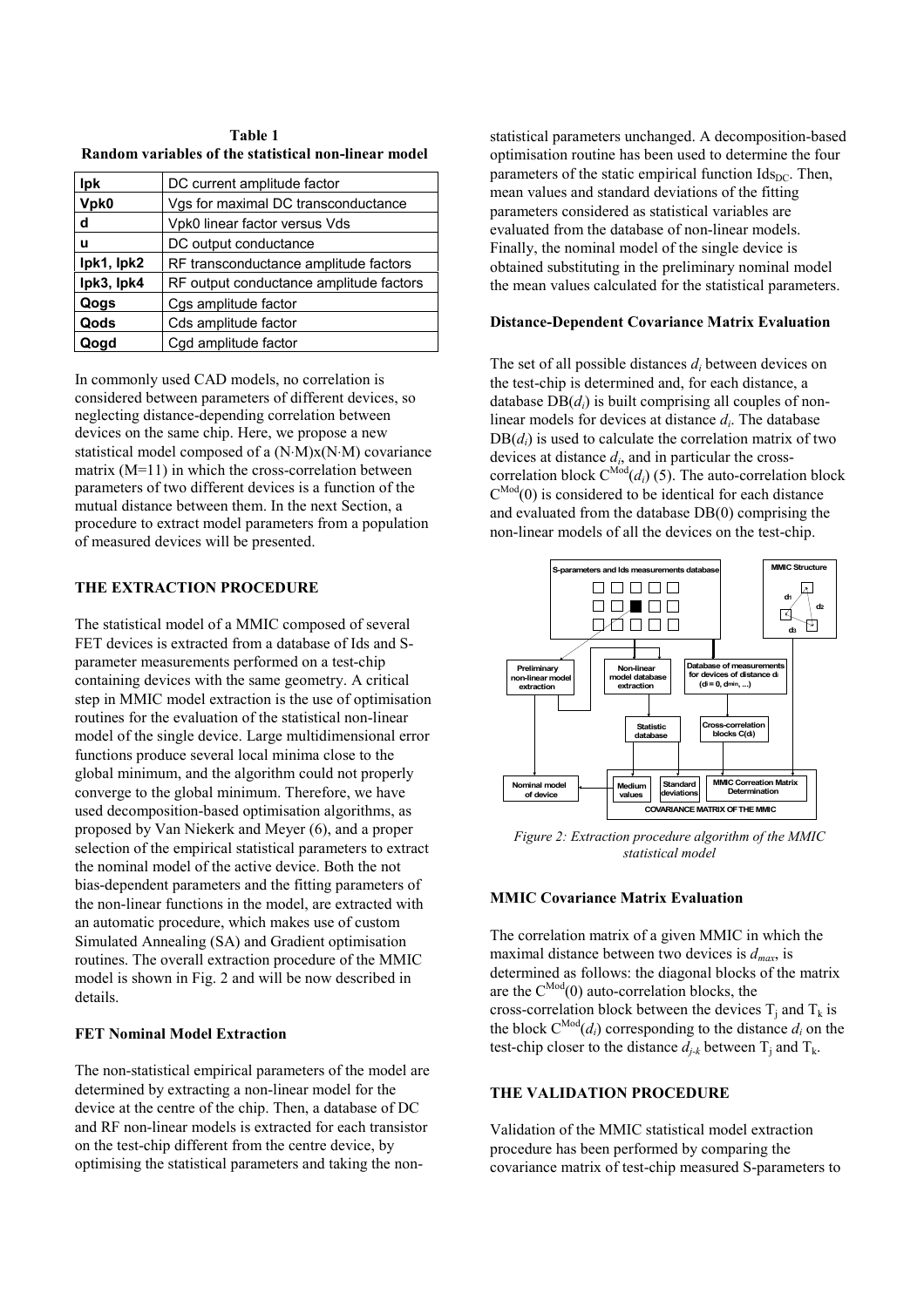**Table 1**
**Random variables of the statistical non-linear model**

| | |
|---|---|
| **Ipk** | DC current amplitude factor |
| **Vpk0** | Vgs for maximal DC transconductance |
| **d** | Vpk0 linear factor versus Vds |
| **u** | DC output conductance |
| **Ipk1, Ipk2** | RF transconductance amplitude factors |
| **Ipk3, Ipk4** | RF output conductance amplitude factors |
| **Qogs** | Cgs amplitude factor |
| **Qods** | Cds amplitude factor |
| **Qogd** | Cgd amplitude factor |

In commonly used CAD models, no correlation is considered between parameters of different devices, so neglecting distance-depending correlation between devices on the same chip. Here, we propose a new statistical model composed of a $(N{\cdot}M)\mathrm{x}(N{\cdot}M)$ covariance matrix (M=11) in which the cross-correlation between parameters of two different devices is a function of the mutual distance between them. In the next Section, a procedure to extract model parameters from a population of measured devices will be presented.

## THE EXTRACTION PROCEDURE

The statistical model of a MMIC composed of several FET devices is extracted from a database of Ids and S-parameter measurements performed on a test-chip containing devices with the same geometry. A critical step in MMIC model extraction is the use of optimisation routines for the evaluation of the statistical non-linear model of the single device. Large multidimensional error functions produce several local minima close to the global minimum, and the algorithm could not properly converge to the global minimum. Therefore, we have used decomposition-based optimisation algorithms, as proposed by Van Niekerk and Meyer (6), and a proper selection of the empirical statistical parameters to extract the nominal model of the active device. Both the not bias-dependent parameters and the fitting parameters of the non-linear functions in the model, are extracted with an automatic procedure, which makes use of custom Simulated Annealing (SA) and Gradient optimisation routines. The overall extraction procedure of the MMIC model is shown in Fig. 2 and will be now described in details.

### FET Nominal Model Extraction

The non-statistical empirical parameters of the model are determined by extracting a non-linear model for the device at the centre of the chip. Then, a database of DC and RF non-linear models is extracted for each transistor on the test-chip different from the centre device, by optimising the statistical parameters and taking the non-statistical parameters unchanged. A decomposition-based optimisation routine has been used to determine the four parameters of the static empirical function $Ids_{DC}$. Then, mean values and standard deviations of the fitting parameters considered as statistical variables are evaluated from the database of non-linear models. Finally, the nominal model of the single device is obtained substituting in the preliminary nominal model the mean values calculated for the statistical parameters.

### Distance-Dependent Covariance Matrix Evaluation

The set of all possible distances $d_i$ between devices on the test-chip is determined and, for each distance, a database $DB(d_i)$ is built comprising all couples of non-linear models for devices at distance $d_i$. The database $DB(d_i)$ is used to calculate the correlation matrix of two devices at distance $d_i$, and in particular the cross-correlation block $C^{Mod}(d_i)$ (5). The auto-correlation block $C^{Mod}(0)$ is considered to be identical for each distance and evaluated from the database DB(0) comprising the non-linear models of all the devices on the test-chip.

*Figure 2: Extraction procedure algorithm of the MMIC statistical model*

### MMIC Covariance Matrix Evaluation

The correlation matrix of a given MMIC in which the maximal distance between two devices is $d_{max}$, is determined as follows: the diagonal blocks of the matrix are the $C^{Mod}(0)$ auto-correlation blocks, the cross-correlation block between the devices $T_j$ and $T_k$ is the block $C^{Mod}(d_i)$ corresponding to the distance $d_i$ on the test-chip closer to the distance $d_{j\text{-}k}$ between $T_j$ and $T_k$.

## THE VALIDATION PROCEDURE

Validation of the MMIC statistical model extraction procedure has been performed by comparing the covariance matrix of test-chip measured S-parameters to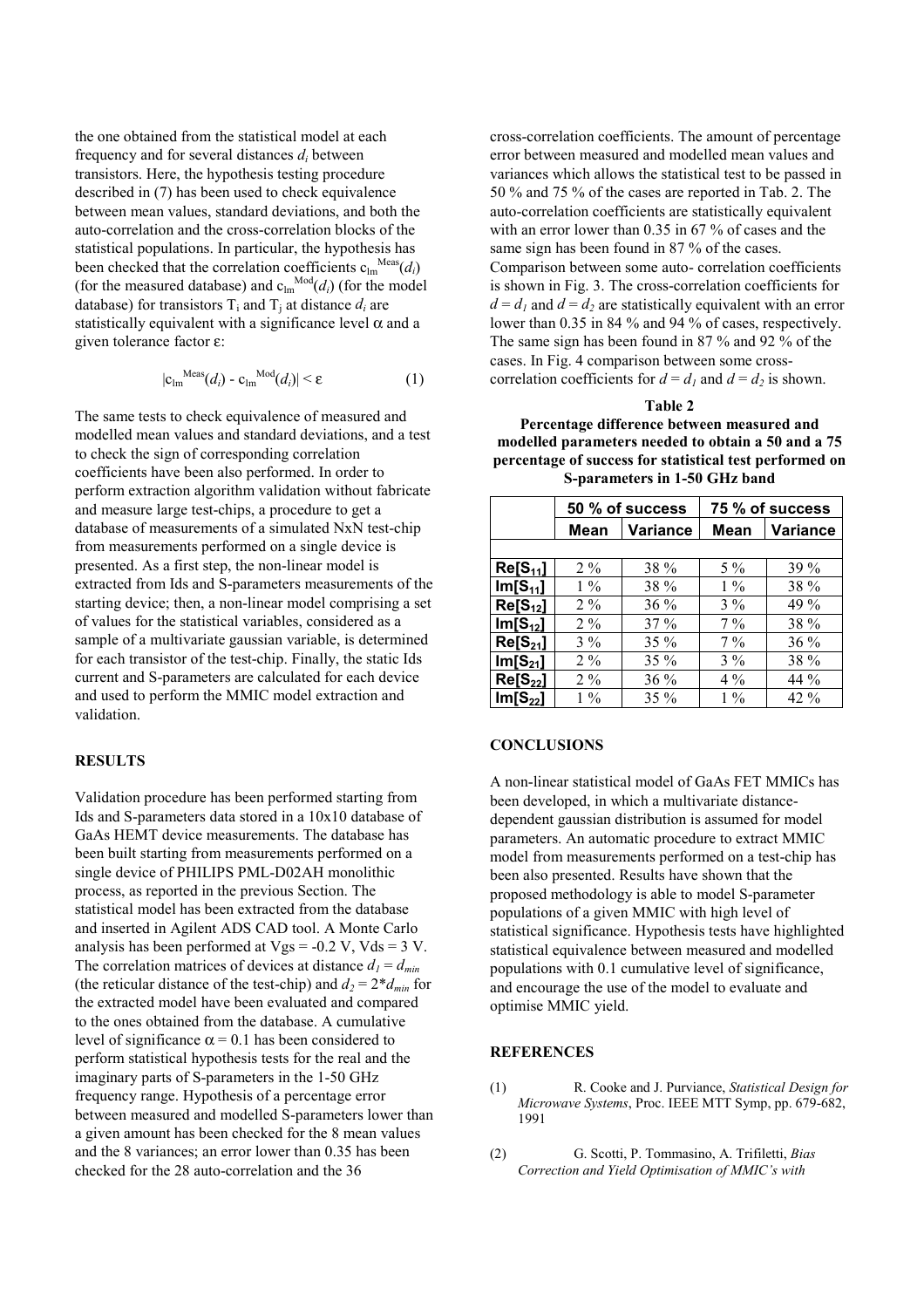the one obtained from the statistical model at each frequency and for several distances $d_i$ between transistors. Here, the hypothesis testing procedure described in (7) has been used to check equivalence between mean values, standard deviations, and both the auto-correlation and the cross-correlation blocks of the statistical populations. In particular, the hypothesis has been checked that the correlation coefficients $c_{lm}^{Meas}(d_i)$ (for the measured database) and $c_{lm}^{Mod}(d_i)$ (for the model database) for transistors $T_i$ and $T_j$ at distance $d_i$ are statistically equivalent with a significance level $\alpha$ and a given tolerance factor $\varepsilon$:

$$|c_{lm}^{Meas}(d_i) - c_{lm}^{Mod}(d_i)| < \varepsilon \qquad (1)$$

The same tests to check equivalence of measured and modelled mean values and standard deviations, and a test to check the sign of corresponding correlation coefficients have been also performed. In order to perform extraction algorithm validation without fabricate and measure large test-chips, a procedure to get a database of measurements of a simulated NxN test-chip from measurements performed on a single device is presented. As a first step, the non-linear model is extracted from Ids and S-parameters measurements of the starting device; then, a non-linear model comprising a set of values for the statistical variables, considered as a sample of a multivariate gaussian variable, is determined for each transistor of the test-chip. Finally, the static Ids current and S-parameters are calculated for each device and used to perform the MMIC model extraction and validation.

## RESULTS

Validation procedure has been performed starting from Ids and S-parameters data stored in a 10x10 database of GaAs HEMT device measurements. The database has been built starting from measurements performed on a single device of PHILIPS PML-D02AH monolithic process, as reported in the previous Section. The statistical model has been extracted from the database and inserted in Agilent ADS CAD tool. A Monte Carlo analysis has been performed at Vgs = -0.2 V, Vds = 3 V. The correlation matrices of devices at distance $d_1 = d_{min}$ (the reticular distance of the test-chip) and $d_2 = 2*d_{min}$ for the extracted model have been evaluated and compared to the ones obtained from the database. A cumulative level of significance $\alpha = 0.1$ has been considered to perform statistical hypothesis tests for the real and the imaginary parts of S-parameters in the 1-50 GHz frequency range. Hypothesis of a percentage error between measured and modelled S-parameters lower than a given amount has been checked for the 8 mean values and the 8 variances; an error lower than 0.35 has been checked for the 28 auto-correlation and the 36 cross-correlation coefficients. The amount of percentage error between measured and modelled mean values and variances which allows the statistical test to be passed in 50 % and 75 % of the cases are reported in Tab. 2. The auto-correlation coefficients are statistically equivalent with an error lower than 0.35 in 67 % of cases and the same sign has been found in 87 % of the cases. Comparison between some auto- correlation coefficients is shown in Fig. 3. The cross-correlation coefficients for $d = d_1$ and $d = d_2$ are statistically equivalent with an error lower than 0.35 in 84 % and 94 % of cases, respectively. The same sign has been found in 87 % and 92 % of the cases. In Fig. 4 comparison between some cross-correlation coefficients for $d = d_1$ and $d = d_2$ is shown.

**Table 2**

**Percentage difference between measured and modelled parameters needed to obtain a 50 and a 75 percentage of success for statistical test performed on S-parameters in 1-50 GHz band**

| | 50 % of success | | 75 % of success | |
|---|---|---|---|---|
| | **Mean** | **Variance** | **Mean** | **Variance** |
| **Re[$S_{11}$]** | 2 % | 38 % | 5 % | 39 % |
| **Im[$S_{11}$]** | 1 % | 38 % | 1 % | 38 % |
| **Re[$S_{12}$]** | 2 % | 36 % | 3 % | 49 % |
| **Im[$S_{12}$]** | 2 % | 37 % | 7 % | 38 % |
| **Re[$S_{21}$]** | 3 % | 35 % | 7 % | 36 % |
| **Im[$S_{21}$]** | 2 % | 35 % | 3 % | 38 % |
| **Re[$S_{22}$]** | 2 % | 36 % | 4 % | 44 % |
| **Im[$S_{22}$]** | 1 % | 35 % | 1 % | 42 % |

## CONCLUSIONS

A non-linear statistical model of GaAs FET MMICs has been developed, in which a multivariate distance-dependent gaussian distribution is assumed for model parameters. An automatic procedure to extract MMIC model from measurements performed on a test-chip has been also presented. Results have shown that the proposed methodology is able to model S-parameter populations of a given MMIC with high level of statistical significance. Hypothesis tests have highlighted statistical equivalence between measured and modelled populations with 0.1 cumulative level of significance, and encourage the use of the model to evaluate and optimise MMIC yield.

## REFERENCES

(1) R. Cooke and J. Purviance, *Statistical Design for Microwave Systems*, Proc. IEEE MTT Symp, pp. 679-682, 1991

(2) G. Scotti, P. Tommasino, A. Trifiletti, *Bias Correction and Yield Optimisation of MMIC's with*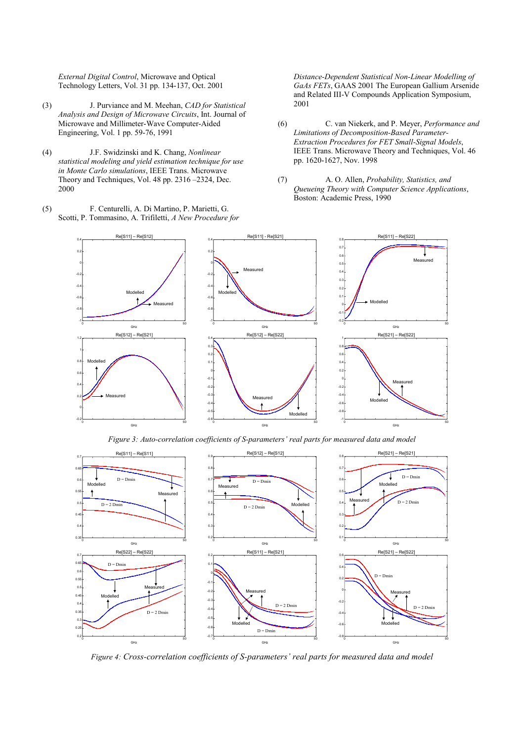*External Digital Control*, Microwave and Optical Technology Letters, Vol. 31 pp. 134-137, Oct. 2001

(3) J. Purviance and M. Meehan, *CAD for Statistical Analysis and Design of Microwave Circuits*, Int. Journal of Microwave and Millimeter-Wave Computer-Aided Engineering, Vol. 1 pp. 59-76, 1991

(4) J.F. Swidzinski and K. Chang, *Nonlinear statistical modeling and yield estimation technique for use in Monte Carlo simulations*, IEEE Trans. Microwave Theory and Techniques, Vol. 48 pp. 2316 –2324, Dec. 2000

(5) F. Centurelli, A. Di Martino, P. Marietti, G. Scotti, P. Tommasino, A. Trifiletti, *A New Procedure for Distance-Dependent Statistical Non-Linear Modelling of GaAs FETs*, GAAS 2001 The European Gallium Arsenide and Related III-V Compounds Application Symposium, 2001

(6) C. van Niekerk, and P. Meyer, *Performance and Limitations of Decomposition-Based Parameter-Extraction Procedures for FET Small-Signal Models*, IEEE Trans. Microwave Theory and Techniques, Vol. 46 pp. 1620-1627, Nov. 1998

(7) A. O. Allen, *Probability, Statistics, and Queueing Theory with Computer Science Applications*, Boston: Academic Press, 1990

Re[S11] – Re[S12]
Modelled
Measured
GHz

Re[S11] - Re[S21]
Measured
Modelled
GHz

Re[S11] – Re[S22]
Measured
Modelled
GHz

Re[S12] – Re[S21]
Modelled
Measured
GHz

Re[S12] – Re[S22]
Measured
Modelled
GHz

Re[S21] – Re[S22]
Measured
Modelled
GHz

*Figure 3: Auto-correlation coefficients of S-parameters' real parts for measured data and model*

Re[S11] – Re[S11]
D = Dmin
Modelled
Measured
D = 2 Dmin
GHz

Re[S12] – Re[S12]
D = Dmin
Measured
Modelled
D = 2 Dmin
GHz

Re[S21] – Re[S21]
D = Dmin
Modelled
Measured
D = 2 Dmin
GHz

Re[S22] – Re[S22]
D = Dmin
Measured
Modelled
D = 2 Dmin
GHz

Re[S11] – Re[S21]
Measured
D = 2 Dmin
Modelled
D = Dmin
GHz

Re[S21] – Re[S22]
D = Dmin
Measured
D = 2 Dmin
Modelled
GHz

*Figure 4: Cross-correlation coefficients of S-parameters' real parts for measured data and model*